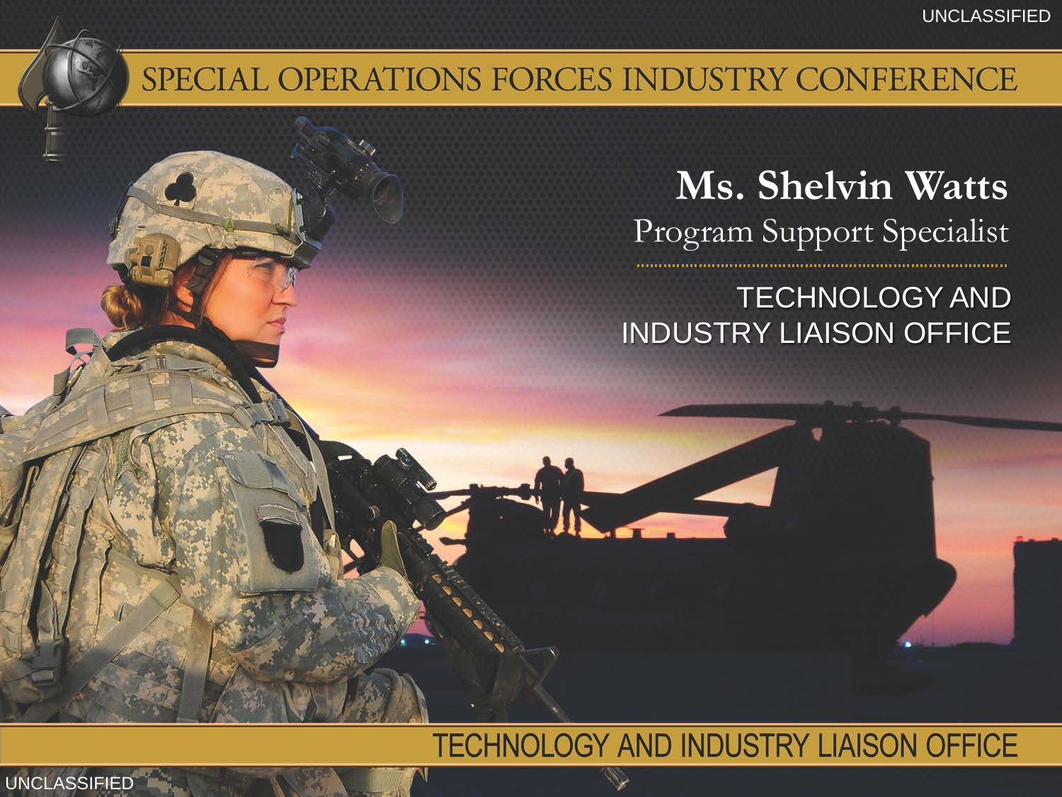# SPECIAL OPERATIONS FORCES INDUSTRY CONFERENCE

## Ms. Shelvin Watts

Program Support Specialist

TECHNOLOGY AND INDUSTRY LIAISON OFFICE

TECHNOLOGY AND INDUSTRY LIAISON OFFICE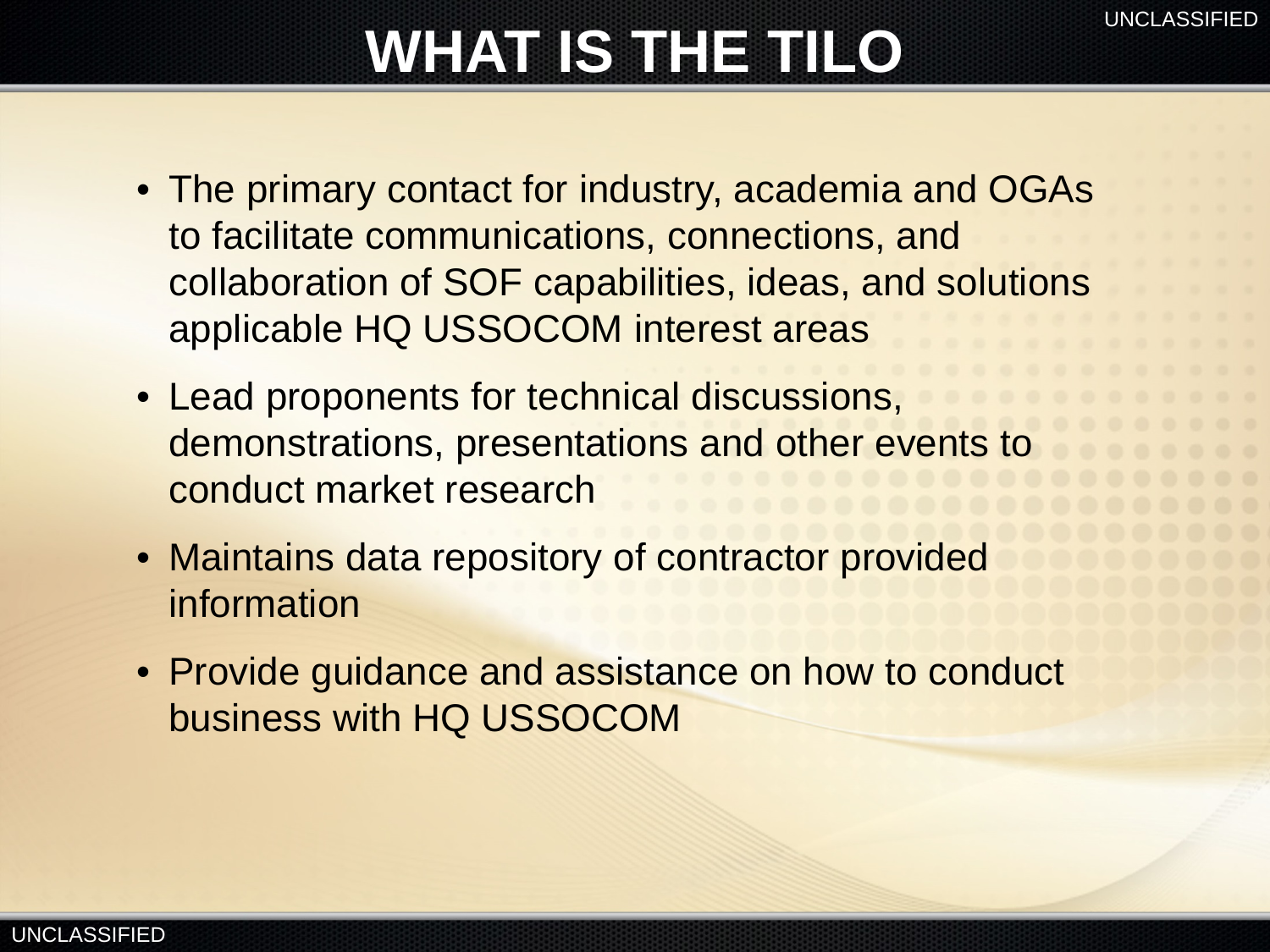# WHAT IS THE TILO

- The primary contact for industry, academia and OGAs to facilitate communications, connections, and collaboration of SOF capabilities, ideas, and solutions applicable HQ USSOCOM interest areas
- Lead proponents for technical discussions, demonstrations, presentations and other events to conduct market research
- Maintains data repository of contractor provided information
- Provide guidance and assistance on how to conduct business with HQ USSOCOM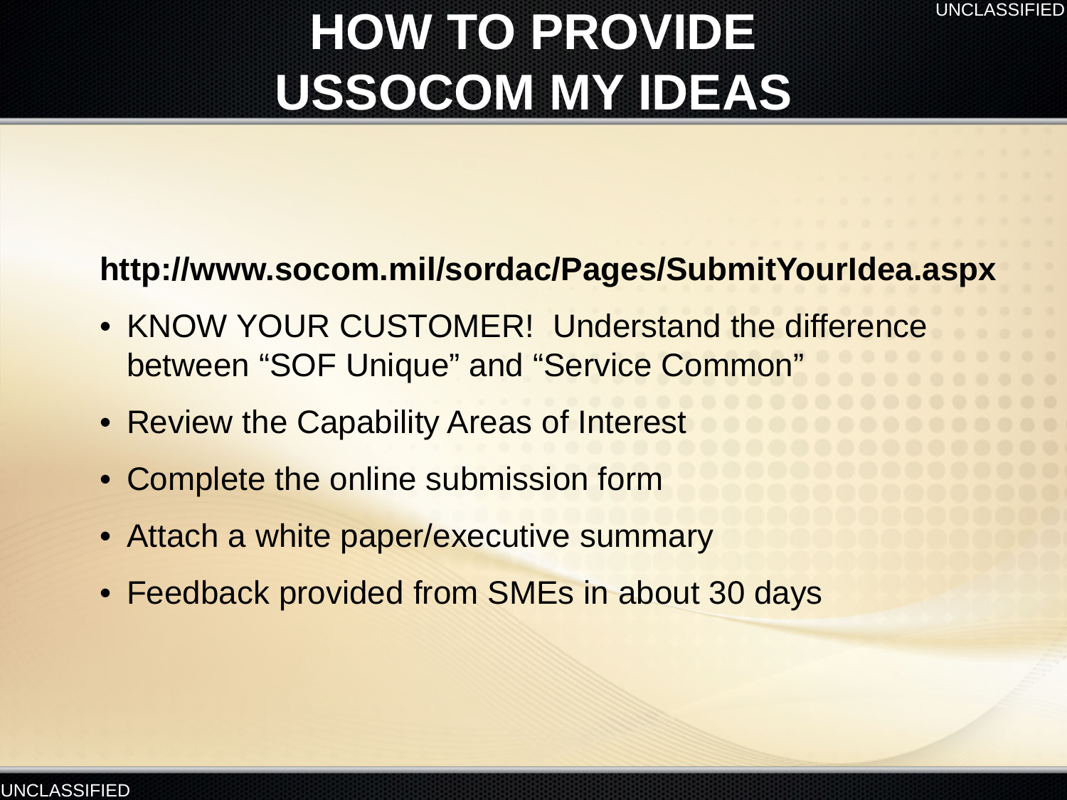# HOW TO PROVIDE USSOCOM MY IDEAS

**http://www.socom.mil/sordac/Pages/SubmitYourIdea.aspx**

- KNOW YOUR CUSTOMER! Understand the difference between “SOF Unique” and “Service Common”
- Review the Capability Areas of Interest
- Complete the online submission form
- Attach a white paper/executive summary
- Feedback provided from SMEs in about 30 days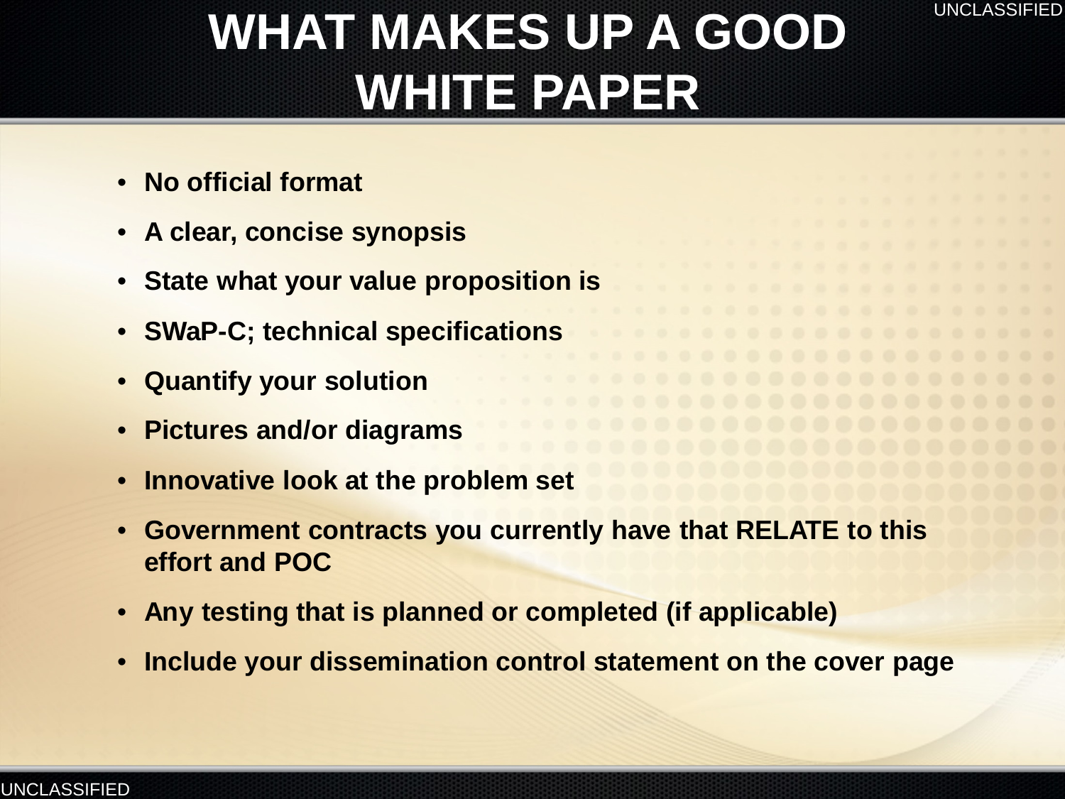# WHAT MAKES UP A GOOD WHITE PAPER

- **No official format**
- **A clear, concise synopsis**
- **State what your value proposition is**
- **SWaP-C; technical specifications**
- **Quantify your solution**
- **Pictures and/or diagrams**
- **Innovative look at the problem set**
- **Government contracts you currently have that RELATE to this effort and POC**
- **Any testing that is planned or completed (if applicable)**
- **Include your dissemination control statement on the cover page**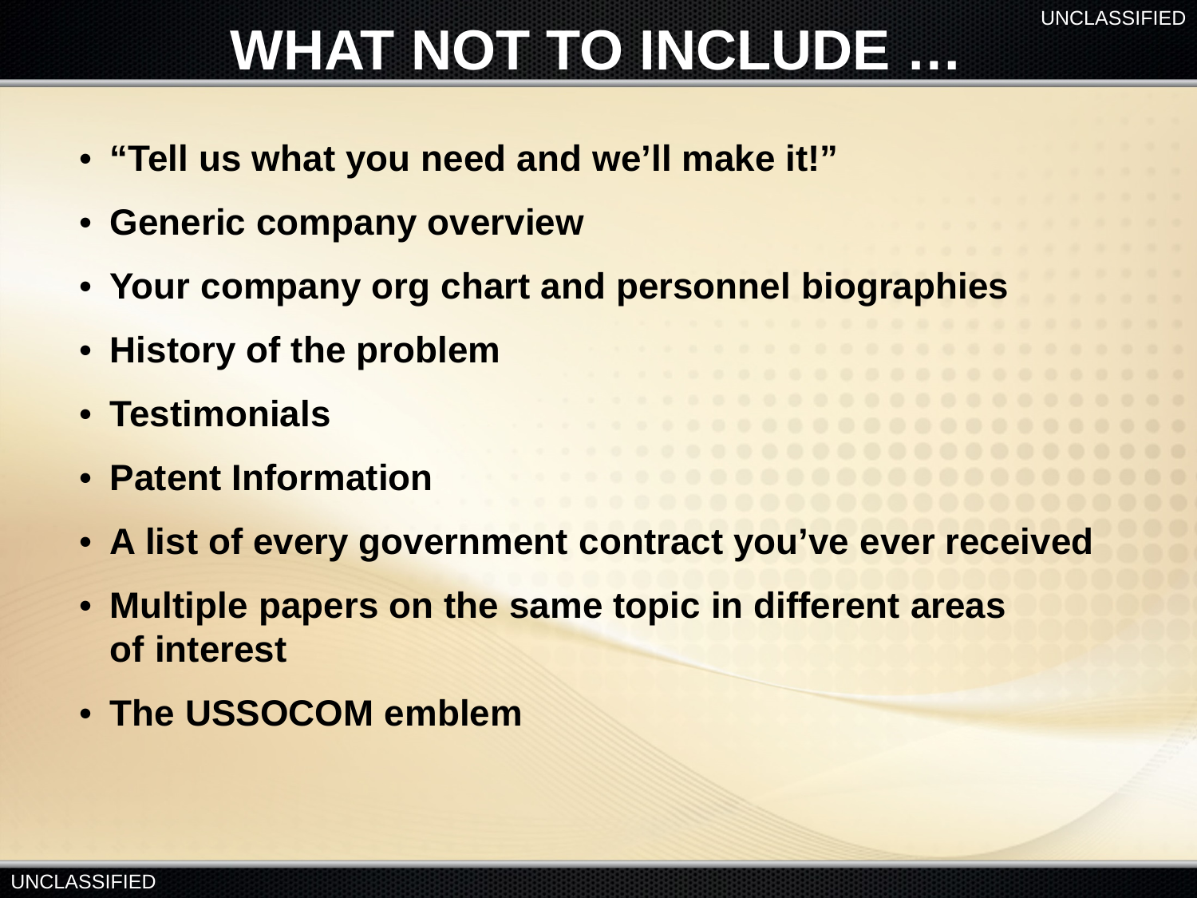# WHAT NOT TO INCLUDE …

- **“Tell us what you need and we’ll make it!”**
- **Generic company overview**
- **Your company org chart and personnel biographies**
- **History of the problem**
- **Testimonials**
- **Patent Information**
- **A list of every government contract you’ve ever received**
- **Multiple papers on the same topic in different areas of interest**
- **The USSOCOM emblem**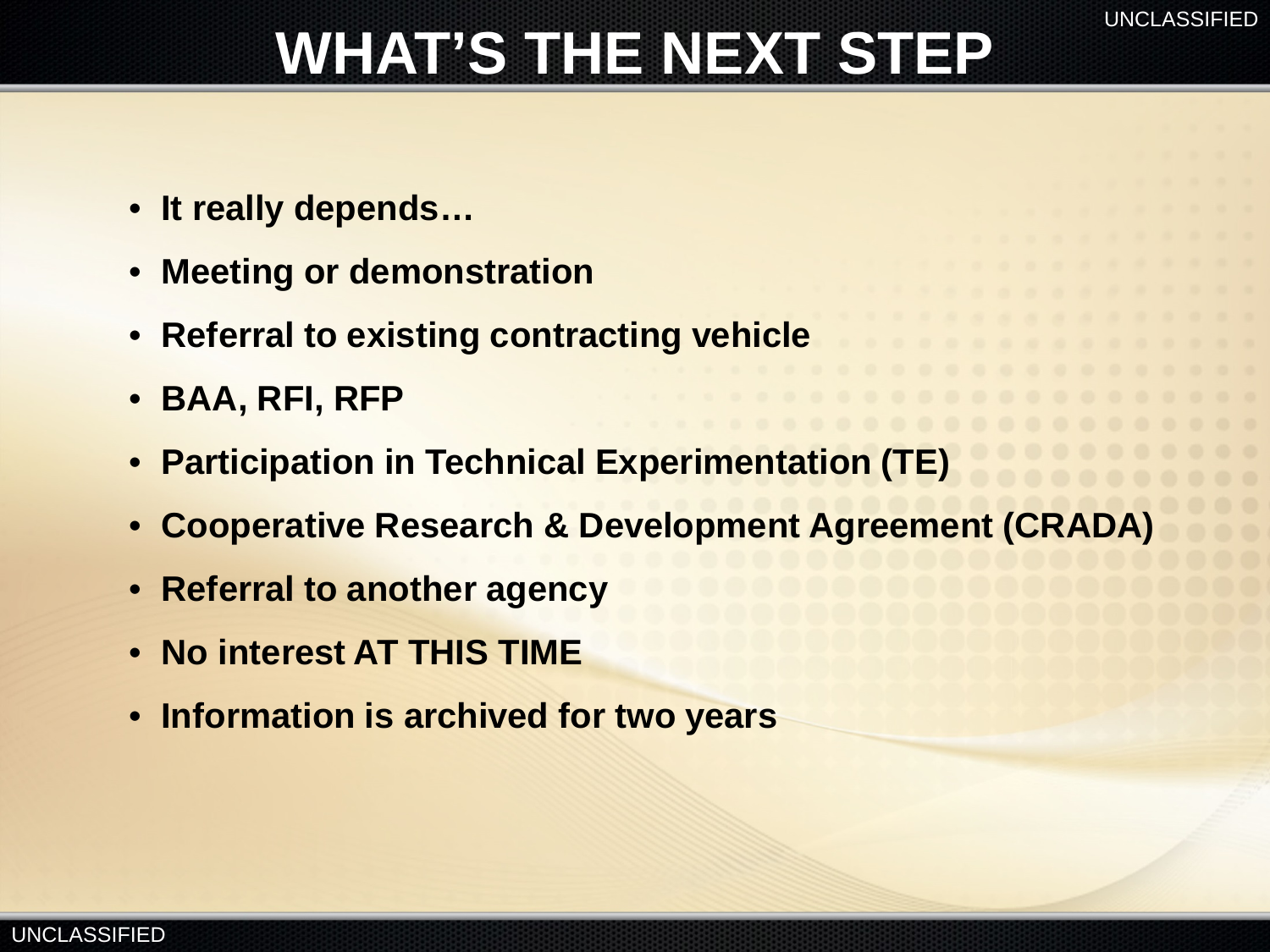# WHAT'S THE NEXT STEP

- **It really depends…**
- **Meeting or demonstration**
- **Referral to existing contracting vehicle**
- **BAA, RFI, RFP**
- **Participation in Technical Experimentation (TE)**
- **Cooperative Research & Development Agreement (CRADA)**
- **Referral to another agency**
- **No interest AT THIS TIME**
- **Information is archived for two years**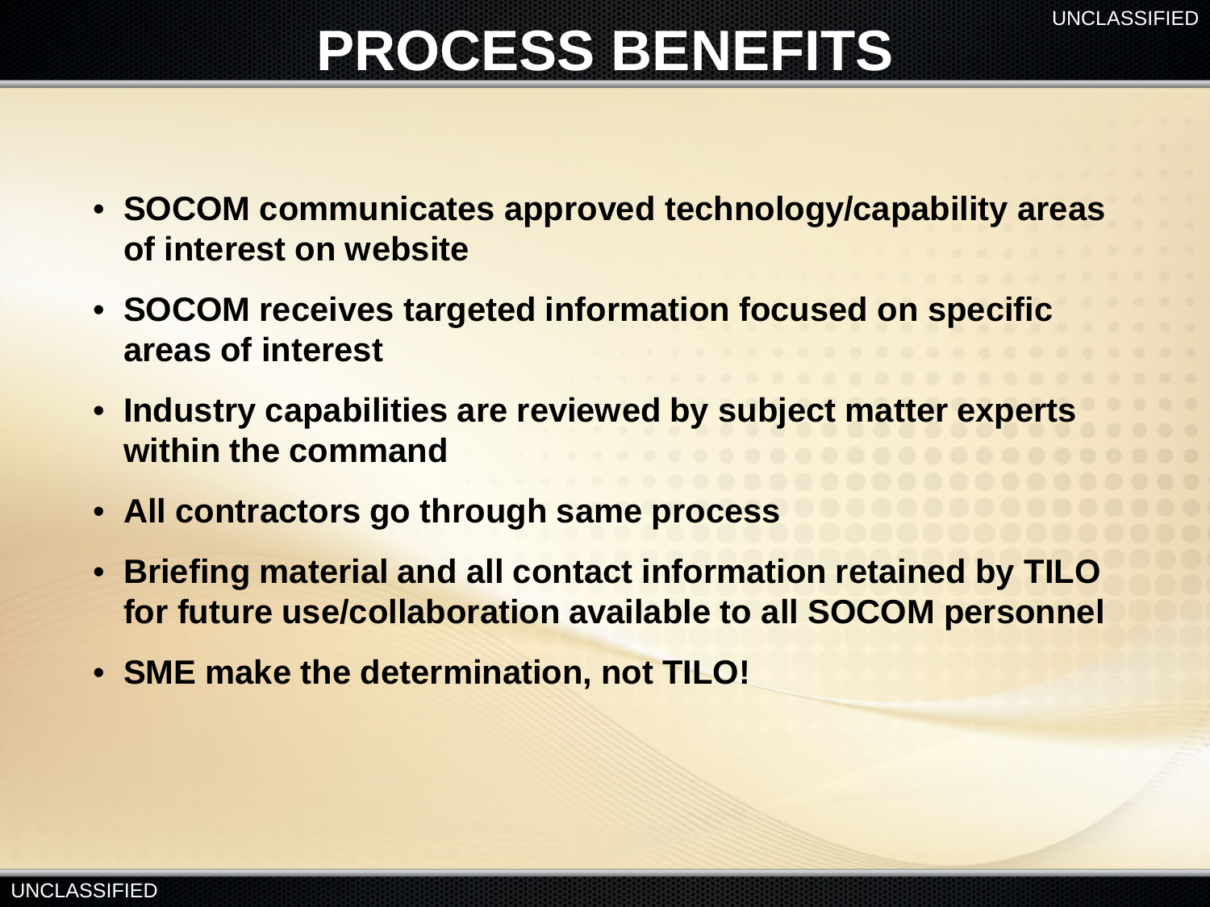# PROCESS BENEFITS

- **SOCOM communicates approved technology/capability areas of interest on website**
- **SOCOM receives targeted information focused on specific areas of interest**
- **Industry capabilities are reviewed by subject matter experts within the command**
- **All contractors go through same process**
- **Briefing material and all contact information retained by TILO for future use/collaboration available to all SOCOM personnel**
- **SME make the determination, not TILO!**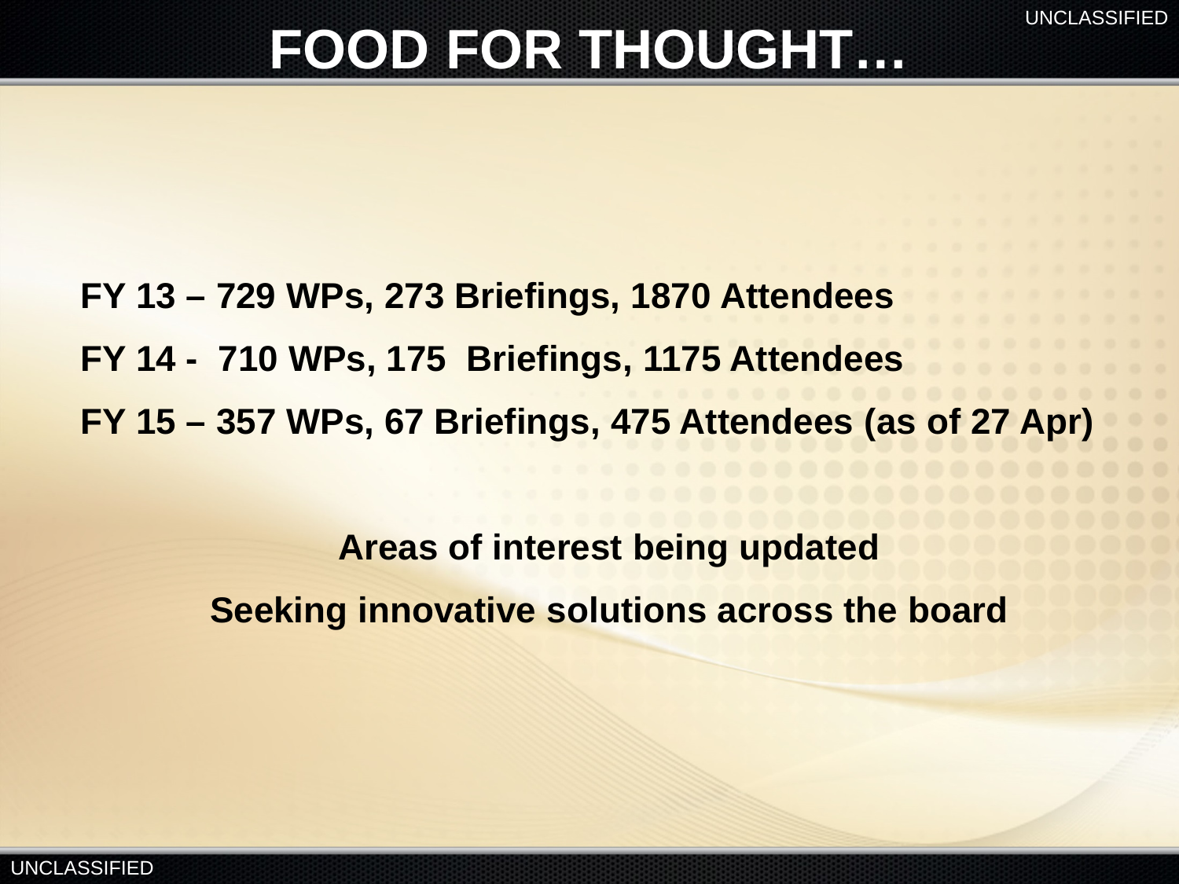# FOOD FOR THOUGHT…

**FY 13 – 729 WPs, 273 Briefings, 1870 Attendees**

**FY 14 - 710 WPs, 175 Briefings, 1175 Attendees**

**FY 15 – 357 WPs, 67 Briefings, 475 Attendees (as of 27 Apr)**

**Areas of interest being updated**

**Seeking innovative solutions across the board**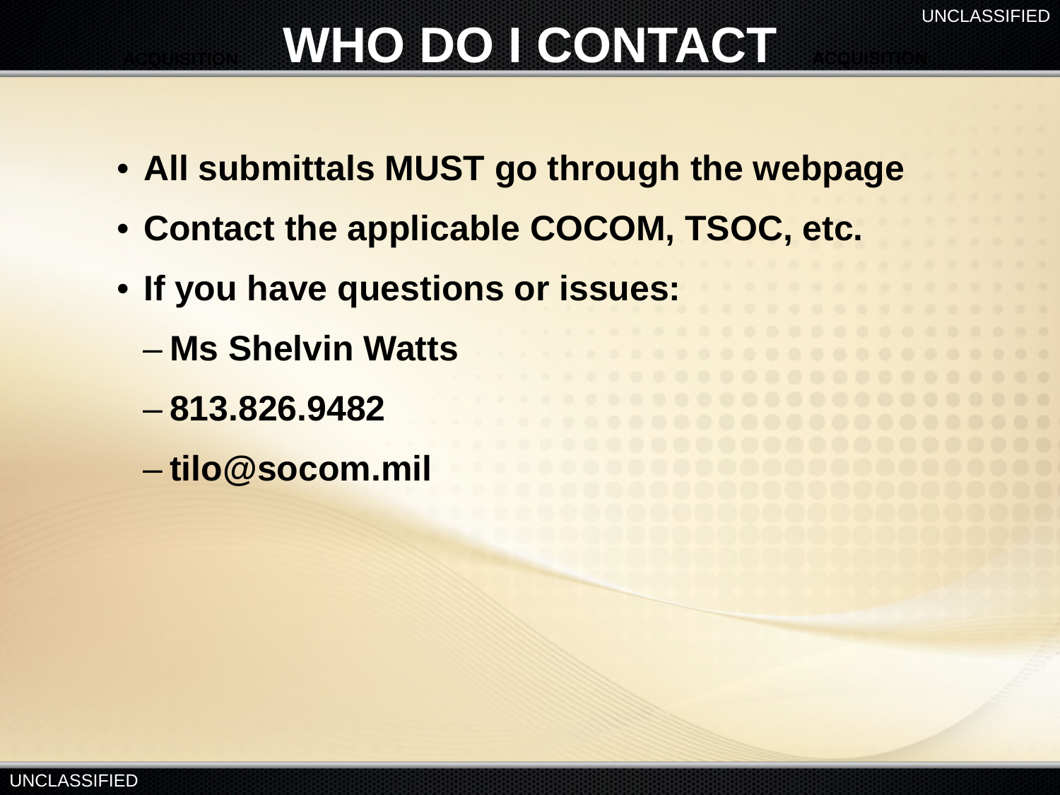# WHO DO I CONTACT

- **All submittals MUST go through the webpage**
- **Contact the applicable COCOM, TSOC, etc.**
- **If you have questions or issues:**
  - **Ms Shelvin Watts**
  - **813.826.9482**
  - **tilo@socom.mil**